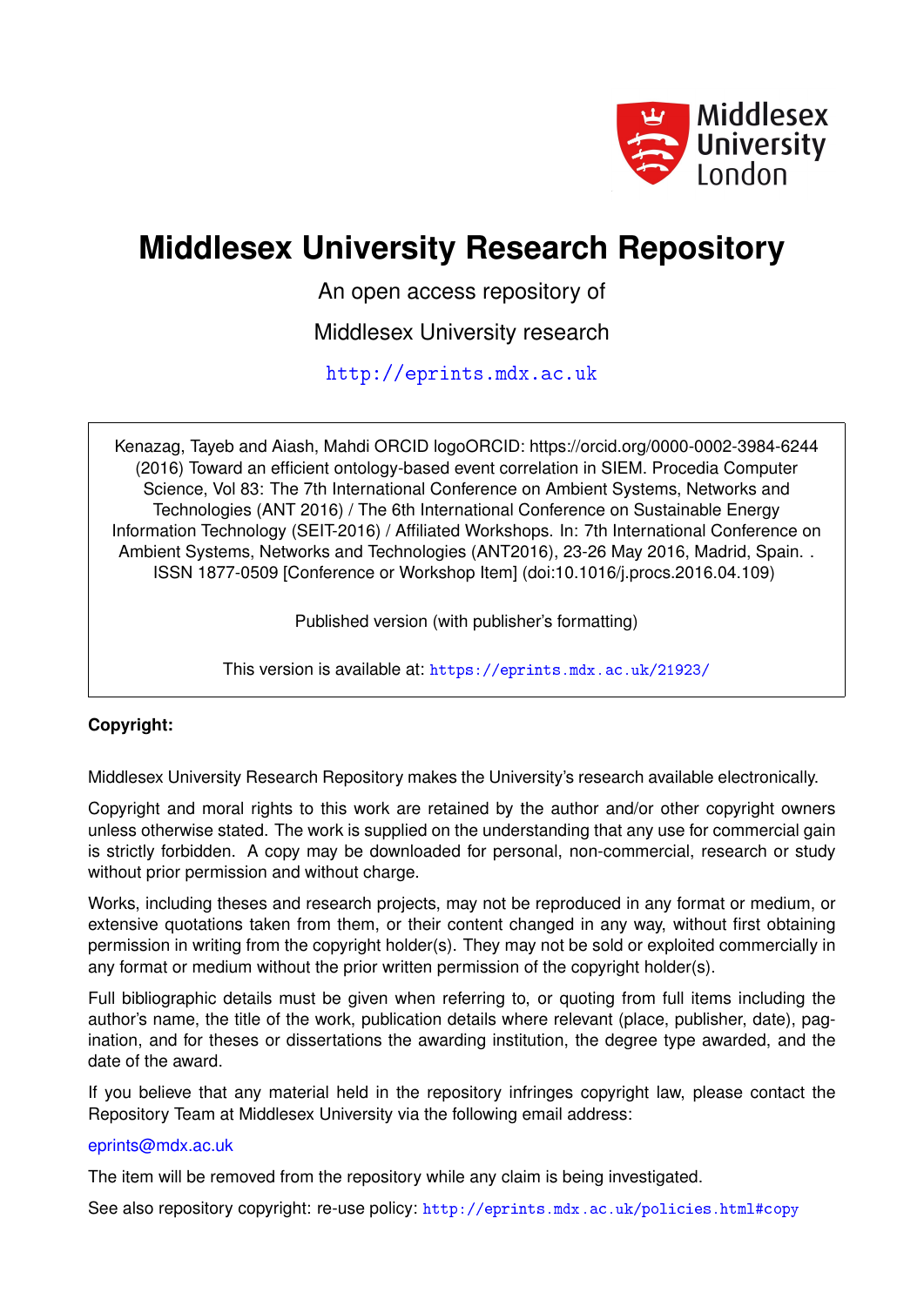# Middlesex University Research Repository

An open access repository of

Middlesex University research

http://eprints.mdx.ac.uk

Kenazag, Tayeb and Aiash, Mahdi ORCID logoORCID: https://orcid.org/0000-0002-3984-6244 (2016) Toward an efficient ontology-based event correlation in SIEM. Procedia Computer Science, Vol 83: The 7th International Conference on Ambient Systems, Networks and Technologies (ANT 2016) / The 6th International Conference on Sustainable Energy Information Technology (SEIT-2016) / Affiliated Workshops. In: 7th International Conference on Ambient Systems, Networks and Technologies (ANT2016), 23-26 May 2016, Madrid, Spain. . ISSN 1877-0509 [Conference or Workshop Item] (doi:10.1016/j.procs.2016.04.109)

Published version (with publisher's formatting)

This version is available at: https://eprints.mdx.ac.uk/21923/

**Copyright:**

Middlesex University Research Repository makes the University's research available electronically.

Copyright and moral rights to this work are retained by the author and/or other copyright owners unless otherwise stated. The work is supplied on the understanding that any use for commercial gain is strictly forbidden. A copy may be downloaded for personal, non-commercial, research or study without prior permission and without charge.

Works, including theses and research projects, may not be reproduced in any format or medium, or extensive quotations taken from them, or their content changed in any way, without first obtaining permission in writing from the copyright holder(s). They may not be sold or exploited commercially in any format or medium without the prior written permission of the copyright holder(s).

Full bibliographic details must be given when referring to, or quoting from full items including the author's name, the title of the work, publication details where relevant (place, publisher, date), pagination, and for theses or dissertations the awarding institution, the degree type awarded, and the date of the award.

If you believe that any material held in the repository infringes copyright law, please contact the Repository Team at Middlesex University via the following email address:

eprints@mdx.ac.uk

The item will be removed from the repository while any claim is being investigated.

See also repository copyright: re-use policy: http://eprints.mdx.ac.uk/policies.html#copy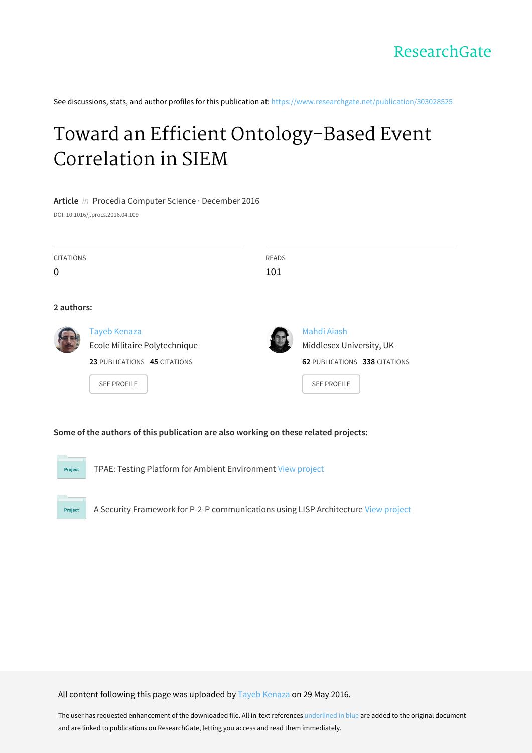ResearchGate

See discussions, stats, and author profiles for this publication at: https://www.researchgate.net/publication/303028525

# Toward an Efficient Ontology-Based Event Correlation in SIEM

**Article** *in* Procedia Computer Science · December 2016

DOI: 10.1016/j.procs.2016.04.109

| CITATIONS | READS |
|---|---|
| 0 | 101 |

**2 authors:**

**Tayeb Kenaza**
Ecole Militaire Polytechnique
23 PUBLICATIONS 45 CITATIONS
SEE PROFILE

**Mahdi Aiash**
Middlesex University, UK
62 PUBLICATIONS 338 CITATIONS
SEE PROFILE

**Some of the authors of this publication are also working on these related projects:**

Project: TPAE: Testing Platform for Ambient Environment View project

Project: A Security Framework for P-2-P communications using LISP Architecture View project

All content following this page was uploaded by Tayeb Kenaza on 29 May 2016.

The user has requested enhancement of the downloaded file. All in-text references underlined in blue are added to the original document and are linked to publications on ResearchGate, letting you access and read them immediately.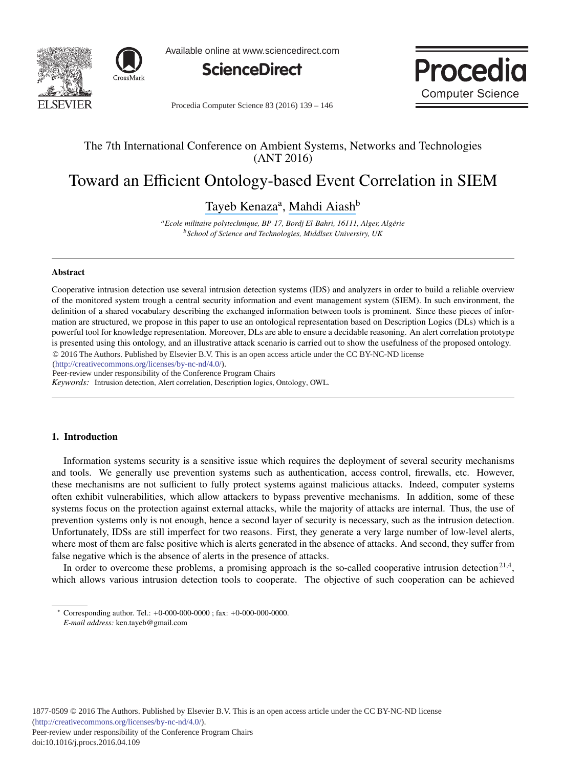The 7th International Conference on Ambient Systems, Networks and Technologies (ANT 2016)

# Toward an Efficient Ontology-based Event Correlation in SIEM

Tayeb Kenaza[a], Mahdi Aiash[b]

[a]*Ecole militaire polytechnique, BP-17, Bordj El-Bahri, 16111, Alger, Algérie*
[b]*School of Science and Technologies, Middlsex University, UK*

---

### Abstract

Cooperative intrusion detection use several intrusion detection systems (IDS) and analyzers in order to build a reliable overview of the monitored system trough a central security information and event management system (SIEM). In such environment, the definition of a shared vocabulary describing the exchanged information between tools is prominent. Since these pieces of information are structured, we propose in this paper to use an ontological representation based on Description Logics (DLs) which is a powerful tool for knowledge representation. Moreover, DLs are able to ensure a decidable reasoning. An alert correlation prototype is presented using this ontology, and an illustrative attack scenario is carried out to show the usefulness of the proposed ontology.

© 2016 The Authors. Published by Elsevier B.V. This is an open access article under the CC BY-NC-ND license (http://creativecommons.org/licenses/by-nc-nd/4.0/).

Peer-review under responsibility of the Conference Program Chairs

*Keywords:* Intrusion detection, Alert correlation, Description logics, Ontology, OWL.

---

## 1. Introduction

Information systems security is a sensitive issue which requires the deployment of several security mechanisms and tools. We generally use prevention systems such as authentication, access control, firewalls, etc. However, these mechanisms are not sufficient to fully protect systems against malicious attacks. Indeed, computer systems often exhibit vulnerabilities, which allow attackers to bypass preventive mechanisms. In addition, some of these systems focus on the protection against external attacks, while the majority of attacks are internal. Thus, the use of prevention systems only is not enough, hence a second layer of security is necessary, such as the intrusion detection. Unfortunately, IDSs are still imperfect for two reasons. First, they generate a very large number of low-level alerts, where most of them are false positive which is alerts generated in the absence of attacks. And second, they suffer from false negative which is the absence of alerts in the presence of attacks.

In order to overcome these problems, a promising approach is the so-called cooperative intrusion detection[21,4], which allows various intrusion detection tools to cooperate. The objective of such cooperation can be achieved

---

* Corresponding author. Tel.: +0-000-000-0000 ; fax: +0-000-000-0000.
*E-mail address:* ken.tayeb@gmail.com

1877-0509 © 2016 The Authors. Published by Elsevier B.V. This is an open access article under the CC BY-NC-ND license (http://creativecommons.org/licenses/by-nc-nd/4.0/).
Peer-review under responsibility of the Conference Program Chairs
doi:10.1016/j.procs.2016.04.109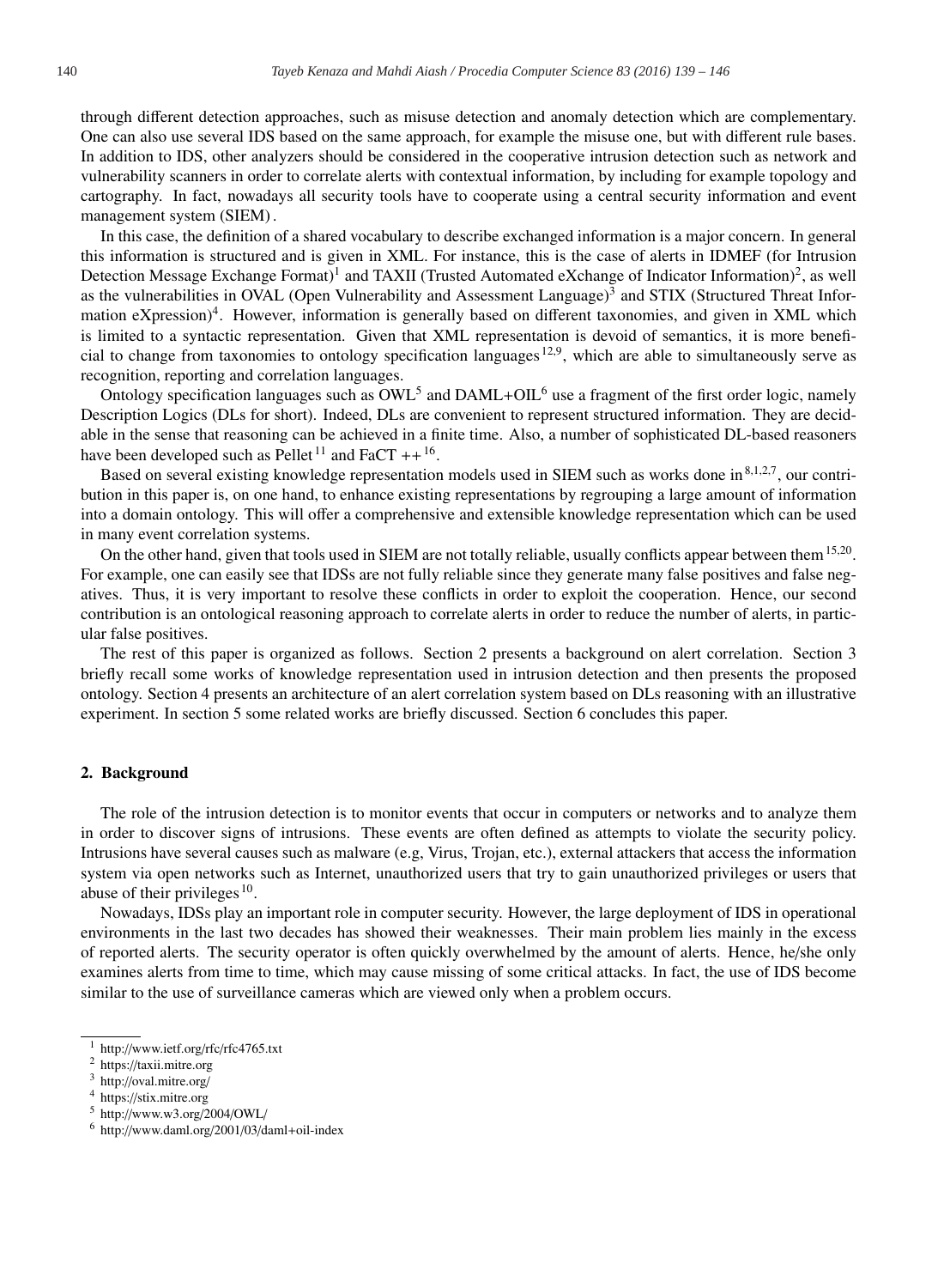through different detection approaches, such as misuse detection and anomaly detection which are complementary. One can also use several IDS based on the same approach, for example the misuse one, but with different rule bases. In addition to IDS, other analyzers should be considered in the cooperative intrusion detection such as network and vulnerability scanners in order to correlate alerts with contextual information, by including for example topology and cartography. In fact, nowadays all security tools have to cooperate using a central security information and event management system (SIEM).

In this case, the definition of a shared vocabulary to describe exchanged information is a major concern. In general this information is structured and is given in XML. For instance, this is the case of alerts in IDMEF (for Intrusion Detection Message Exchange Format)[1] and TAXII (Trusted Automated eXchange of Indicator Information)[2], as well as the vulnerabilities in OVAL (Open Vulnerability and Assessment Language)[3] and STIX (Structured Threat Information eXpression)[4]. However, information is generally based on different taxonomies, and given in XML which is limited to a syntactic representation. Given that XML representation is devoid of semantics, it is more beneficial to change from taxonomies to ontology specification languages[12,9], which are able to simultaneously serve as recognition, reporting and correlation languages.

Ontology specification languages such as OWL[5] and DAML+OIL[6] use a fragment of the first order logic, namely Description Logics (DLs for short). Indeed, DLs are convenient to represent structured information. They are decidable in the sense that reasoning can be achieved in a finite time. Also, a number of sophisticated DL-based reasoners have been developed such as Pellet[11] and FaCT ++[16].

Based on several existing knowledge representation models used in SIEM such as works done in[8,1,2,7], our contribution in this paper is, on one hand, to enhance existing representations by regrouping a large amount of information into a domain ontology. This will offer a comprehensive and extensible knowledge representation which can be used in many event correlation systems.

On the other hand, given that tools used in SIEM are not totally reliable, usually conflicts appear between them[15,20]. For example, one can easily see that IDSs are not fully reliable since they generate many false positives and false negatives. Thus, it is very important to resolve these conflicts in order to exploit the cooperation. Hence, our second contribution is an ontological reasoning approach to correlate alerts in order to reduce the number of alerts, in particular false positives.

The rest of this paper is organized as follows. Section 2 presents a background on alert correlation. Section 3 briefly recall some works of knowledge representation used in intrusion detection and then presents the proposed ontology. Section 4 presents an architecture of an alert correlation system based on DLs reasoning with an illustrative experiment. In section 5 some related works are briefly discussed. Section 6 concludes this paper.

## 2. Background

The role of the intrusion detection is to monitor events that occur in computers or networks and to analyze them in order to discover signs of intrusions. These events are often defined as attempts to violate the security policy. Intrusions have several causes such as malware (e.g, Virus, Trojan, etc.), external attackers that access the information system via open networks such as Internet, unauthorized users that try to gain unauthorized privileges or users that abuse of their privileges[10].

Nowadays, IDSs play an important role in computer security. However, the large deployment of IDS in operational environments in the last two decades has showed their weaknesses. Their main problem lies mainly in the excess of reported alerts. The security operator is often quickly overwhelmed by the amount of alerts. Hence, he/she only examines alerts from time to time, which may cause missing of some critical attacks. In fact, the use of IDS become similar to the use of surveillance cameras which are viewed only when a problem occurs.

[1] http://www.ietf.org/rfc/rfc4765.txt
[2] https://taxii.mitre.org
[3] http://oval.mitre.org/
[4] https://stix.mitre.org
[5] http://www.w3.org/2004/OWL/
[6] http://www.daml.org/2001/03/daml+oil-index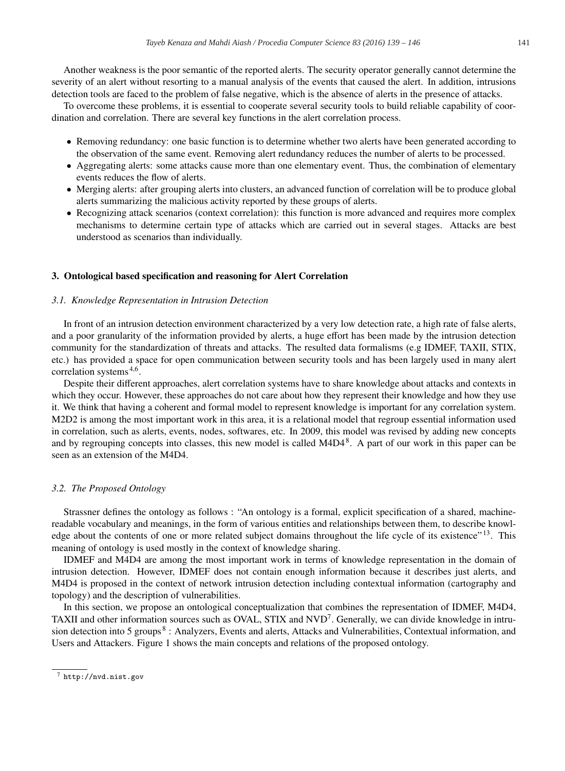Another weakness is the poor semantic of the reported alerts. The security operator generally cannot determine the severity of an alert without resorting to a manual analysis of the events that caused the alert. In addition, intrusions detection tools are faced to the problem of false negative, which is the absence of alerts in the presence of attacks.

To overcome these problems, it is essential to cooperate several security tools to build reliable capability of coordination and correlation. There are several key functions in the alert correlation process.

- Removing redundancy: one basic function is to determine whether two alerts have been generated according to the observation of the same event. Removing alert redundancy reduces the number of alerts to be processed.
- Aggregating alerts: some attacks cause more than one elementary event. Thus, the combination of elementary events reduces the flow of alerts.
- Merging alerts: after grouping alerts into clusters, an advanced function of correlation will be to produce global alerts summarizing the malicious activity reported by these groups of alerts.
- Recognizing attack scenarios (context correlation): this function is more advanced and requires more complex mechanisms to determine certain type of attacks which are carried out in several stages. Attacks are best understood as scenarios than individually.

## 3. Ontological based specification and reasoning for Alert Correlation

### *3.1. Knowledge Representation in Intrusion Detection*

In front of an intrusion detection environment characterized by a very low detection rate, a high rate of false alerts, and a poor granularity of the information provided by alerts, a huge effort has been made by the intrusion detection community for the standardization of threats and attacks. The resulted data formalisms (e.g IDMEF, TAXII, STIX, etc.) has provided a space for open communication between security tools and has been largely used in many alert correlation systems[4,6].

Despite their different approaches, alert correlation systems have to share knowledge about attacks and contexts in which they occur. However, these approaches do not care about how they represent their knowledge and how they use it. We think that having a coherent and formal model to represent knowledge is important for any correlation system. M2D2 is among the most important work in this area, it is a relational model that regroup essential information used in correlation, such as alerts, events, nodes, softwares, etc. In 2009, this model was revised by adding new concepts and by regrouping concepts into classes, this new model is called M4D4[8]. A part of our work in this paper can be seen as an extension of the M4D4.

### *3.2. The Proposed Ontology*

Strassner defines the ontology as follows : "An ontology is a formal, explicit specification of a shared, machine-readable vocabulary and meanings, in the form of various entities and relationships between them, to describe knowledge about the contents of one or more related subject domains throughout the life cycle of its existence"[13]. This meaning of ontology is used mostly in the context of knowledge sharing.

IDMEF and M4D4 are among the most important work in terms of knowledge representation in the domain of intrusion detection. However, IDMEF does not contain enough information because it describes just alerts, and M4D4 is proposed in the context of network intrusion detection including contextual information (cartography and topology) and the description of vulnerabilities.

In this section, we propose an ontological conceptualization that combines the representation of IDMEF, M4D4, TAXII and other information sources such as OVAL, STIX and NVD[7]. Generally, we can divide knowledge in intrusion detection into 5 groups[8] : Analyzers, Events and alerts, Attacks and Vulnerabilities, Contextual information, and Users and Attackers. Figure 1 shows the main concepts and relations of the proposed ontology.

[7] http://nvd.nist.gov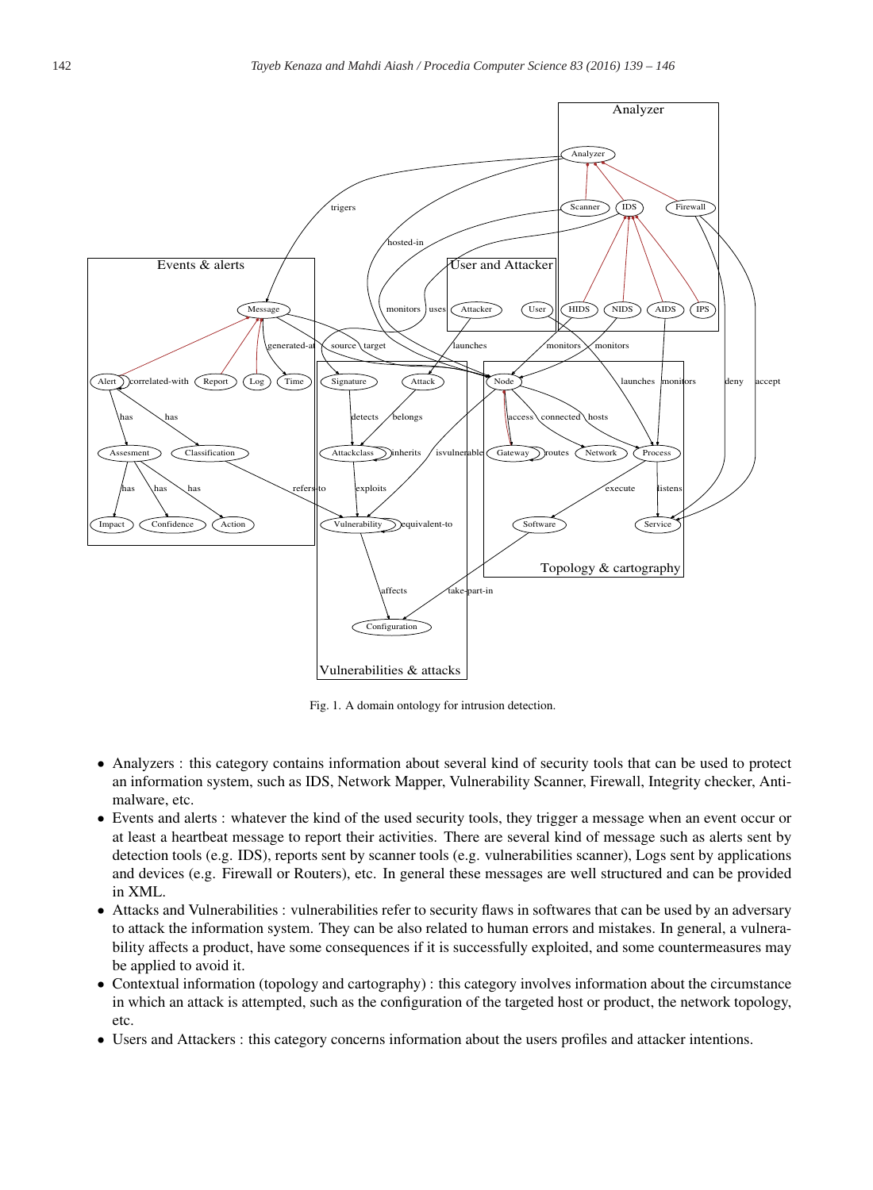Fig. 1. A domain ontology for intrusion detection.

- Analyzers : this category contains information about several kind of security tools that can be used to protect an information system, such as IDS, Network Mapper, Vulnerability Scanner, Firewall, Integrity checker, Anti-malware, etc.
- Events and alerts : whatever the kind of the used security tools, they trigger a message when an event occur or at least a heartbeat message to report their activities. There are several kind of message such as alerts sent by detection tools (e.g. IDS), reports sent by scanner tools (e.g. vulnerabilities scanner), Logs sent by applications and devices (e.g. Firewall or Routers), etc. In general these messages are well structured and can be provided in XML.
- Attacks and Vulnerabilities : vulnerabilities refer to security flaws in softwares that can be used by an adversary to attack the information system. They can be also related to human errors and mistakes. In general, a vulnerability affects a product, have some consequences if it is successfully exploited, and some countermeasures may be applied to avoid it.
- Contextual information (topology and cartography) : this category involves information about the circumstance in which an attack is attempted, such as the configuration of the targeted host or product, the network topology, etc.
- Users and Attackers : this category concerns information about the users profiles and attacker intentions.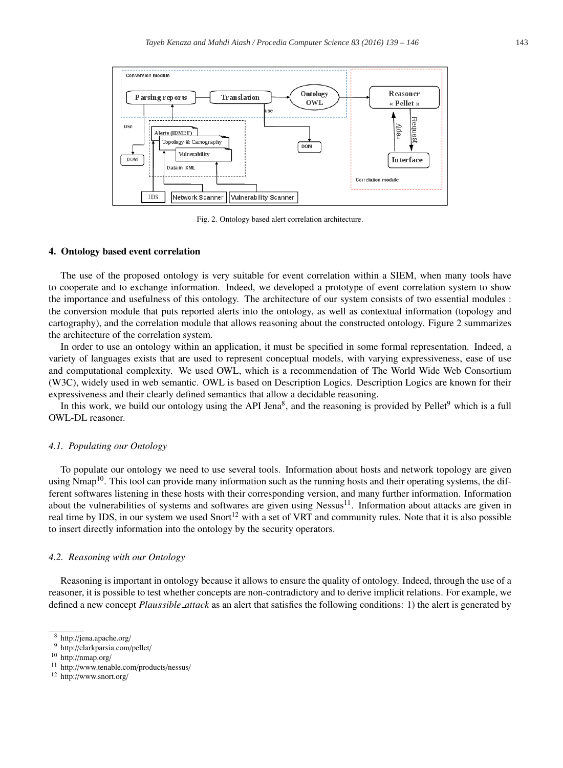Fig. 2. Ontology based alert correlation architecture.

## 4. Ontology based event correlation

The use of the proposed ontology is very suitable for event correlation within a SIEM, when many tools have to cooperate and to exchange information. Indeed, we developed a prototype of event correlation system to show the importance and usefulness of this ontology. The architecture of our system consists of two essential modules : the conversion module that puts reported alerts into the ontology, as well as contextual information (topology and cartography), and the correlation module that allows reasoning about the constructed ontology. Figure 2 summarizes the architecture of the correlation system.

In order to use an ontology within an application, it must be specified in some formal representation. Indeed, a variety of languages exists that are used to represent conceptual models, with varying expressiveness, ease of use and computational complexity. We used OWL, which is a recommendation of The World Wide Web Consortium (W3C), widely used in web semantic. OWL is based on Description Logics. Description Logics are known for their expressiveness and their clearly defined semantics that allow a decidable reasoning.

In this work, we build our ontology using the API Jena[8], and the reasoning is provided by Pellet[9] which is a full OWL-DL reasoner.

### 4.1. Populating our Ontology

To populate our ontology we need to use several tools. Information about hosts and network topology are given using Nmap[10]. This tool can provide many information such as the running hosts and their operating systems, the different softwares listening in these hosts with their corresponding version, and many further information. Information about the vulnerabilities of systems and softwares are given using Nessus[11]. Information about attacks are given in real time by IDS, in our system we used Snort[12] with a set of VRT and community rules. Note that it is also possible to insert directly information into the ontology by the security operators.

### 4.2. Reasoning with our Ontology

Reasoning is important in ontology because it allows to ensure the quality of ontology. Indeed, through the use of a reasoner, it is possible to test whether concepts are non-contradictory and to derive implicit relations. For example, we defined a new concept *Plaussible_attack* as an alert that satisfies the following conditions: 1) the alert is generated by

[8] http://jena.apache.org/

[9] http://clarkparsia.com/pellet/

[10] http://nmap.org/

[11] http://www.tenable.com/products/nessus/

[12] http://www.snort.org/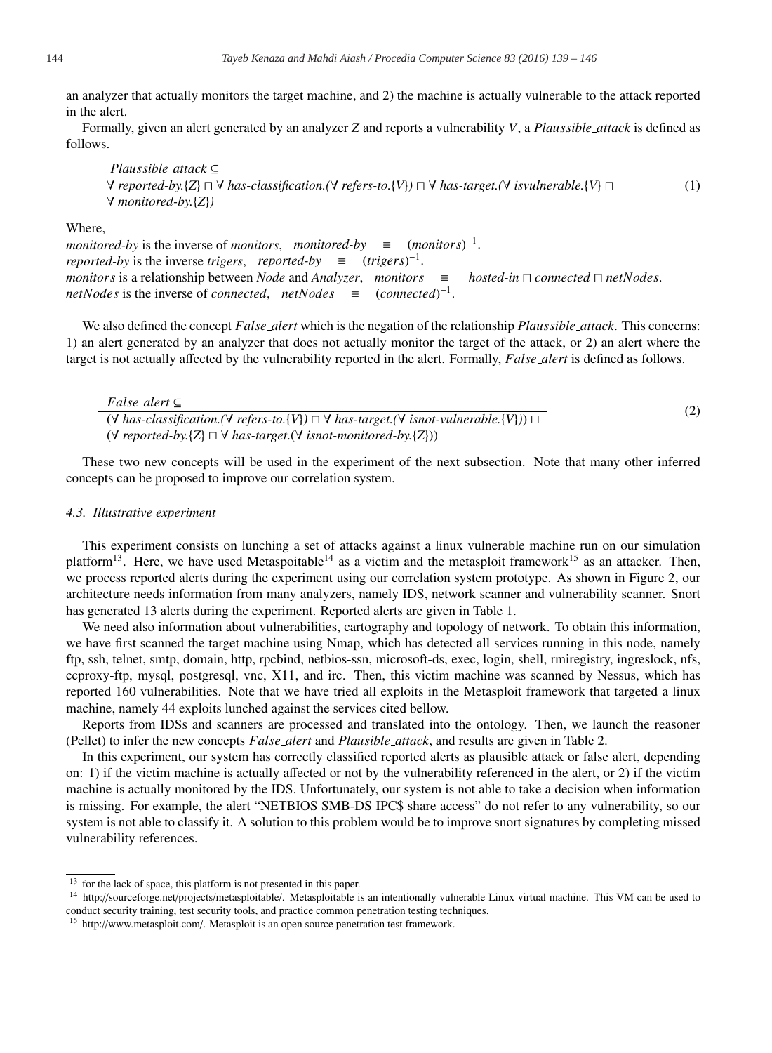an analyzer that actually monitors the target machine, and 2) the machine is actually vulnerable to the attack reported in the alert.

Formally, given an alert generated by an analyzer $Z$ and reports a vulnerability $V$, a *Plaussible_attack* is defined as follows.

$$\frac{\textit{Plaussible\_attack} \subseteq}{\forall\ \textit{reported-by}.\{Z\} \sqcap \forall\ \textit{has-classification}.(\forall\ \textit{refers-to}.\{V\}) \sqcap \forall\ \textit{has-target}.(\forall\ \textit{isvulnerable}.\{V\} \sqcap \forall\ \textit{monitored-by}.\{Z\})} \tag{1}$$

Where,

*monitored-by* is the inverse of *monitors*, $\textit{monitored-by} \equiv (\textit{monitors})^{-1}$.

*reported-by* is the inverse *trigers*, $\textit{reported-by} \equiv (\textit{trigers})^{-1}$.

*monitors* is a relationship between *Node* and *Analyzer*, $\textit{monitors} \equiv \textit{hosted-in} \sqcap \textit{connected} \sqcap \textit{netNodes}$.

*netNodes* is the inverse of *connected*, $\textit{netNodes} \equiv (\textit{connected})^{-1}$.

We also defined the concept *False_alert* which is the negation of the relationship *Plaussible_attack*. This concerns: 1) an alert generated by an analyzer that does not actually monitor the target of the attack, or 2) an alert where the target is not actually affected by the vulnerability reported in the alert. Formally, *False_alert* is defined as follows.

$$\frac{\textit{False\_alert} \subseteq}{(\forall\ \textit{has-classification}.(\forall\ \textit{refers-to}.\{V\}) \sqcap \forall\ \textit{has-target}.(\forall\ \textit{isnot-vulnerable}.\{V\})) \sqcup (\forall\ \textit{reported-by}.\{Z\} \sqcap \forall\ \textit{has-target}.(\forall\ \textit{isnot-monitored-by}.\{Z\}))} \tag{2}$$

These two new concepts will be used in the experiment of the next subsection. Note that many other inferred concepts can be proposed to improve our correlation system.

### 4.3. Illustrative experiment

This experiment consists on lunching a set of attacks against a linux vulnerable machine run on our simulation platform[13]. Here, we have used Metaspoitable[14] as a victim and the metasploit framework[15] as an attacker. Then, we process reported alerts during the experiment using our correlation system prototype. As shown in Figure 2, our architecture needs information from many analyzers, namely IDS, network scanner and vulnerability scanner. Snort has generated 13 alerts during the experiment. Reported alerts are given in Table 1.

We need also information about vulnerabilities, cartography and topology of network. To obtain this information, we have first scanned the target machine using Nmap, which has detected all services running in this node, namely ftp, ssh, telnet, smtp, domain, http, rpcbind, netbios-ssn, microsoft-ds, exec, login, shell, rmiregistry, ingreslock, nfs, ccproxy-ftp, mysql, postgresql, vnc, X11, and irc. Then, this victim machine was scanned by Nessus, which has reported 160 vulnerabilities. Note that we have tried all exploits in the Metasploit framework that targeted a linux machine, namely 44 exploits lunched against the services cited bellow.

Reports from IDSs and scanners are processed and translated into the ontology. Then, we launch the reasoner (Pellet) to infer the new concepts *False_alert* and *Plausible_attack*, and results are given in Table 2.

In this experiment, our system has correctly classified reported alerts as plausible attack or false alert, depending on: 1) if the victim machine is actually affected or not by the vulnerability referenced in the alert, or 2) if the victim machine is actually monitored by the IDS. Unfortunately, our system is not able to take a decision when information is missing. For example, the alert "NETBIOS SMB-DS IPC$ share access" do not refer to any vulnerability, so our system is not able to classify it. A solution to this problem would be to improve snort signatures by completing missed vulnerability references.

[13] for the lack of space, this platform is not presented in this paper.

[14] http://sourceforge.net/projects/metasploitable/. Metasploitable is an intentionally vulnerable Linux virtual machine. This VM can be used to conduct security training, test security tools, and practice common penetration testing techniques.

[15] http://www.metasploit.com/. Metasploit is an open source penetration test framework.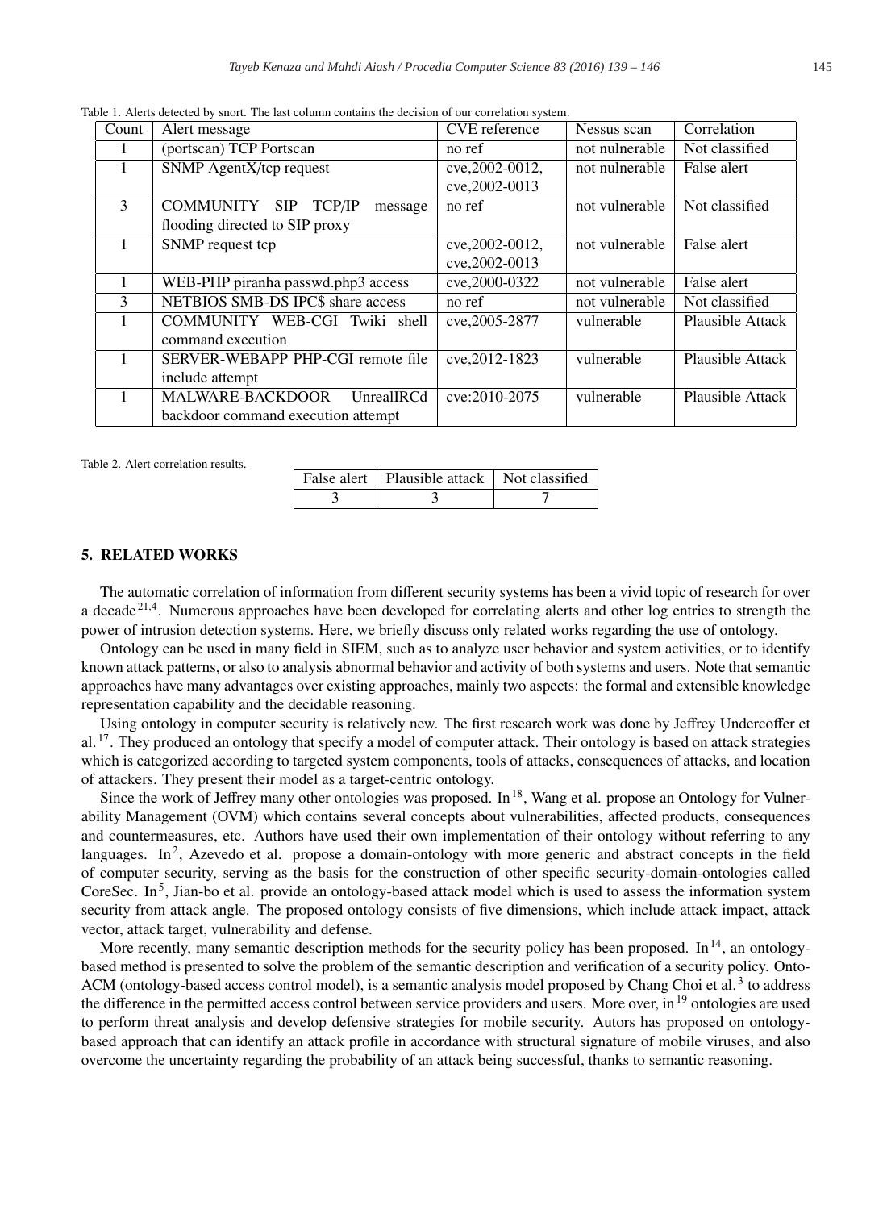Table 1. Alerts detected by snort. The last column contains the decision of our correlation system.

| Count | Alert message | CVE reference | Nessus scan | Correlation |
|---|---|---|---|---|
| 1 | (portscan) TCP Portscan | no ref | not nulnerable | Not classified |
| 1 | SNMP AgentX/tcp request | cve,2002-0012, cve,2002-0013 | not nulnerable | False alert |
| 3 | COMMUNITY SIP TCP/IP message flooding directed to SIP proxy | no ref | not vulnerable | Not classified |
| 1 | SNMP request tcp | cve,2002-0012, cve,2002-0013 | not vulnerable | False alert |
| 1 | WEB-PHP piranha passwd.php3 access | cve,2000-0322 | not vulnerable | False alert |
| 3 | NETBIOS SMB-DS IPC$ share access | no ref | not vulnerable | Not classified |
| 1 | COMMUNITY WEB-CGI Twiki shell command execution | cve,2005-2877 | vulnerable | Plausible Attack |
| 1 | SERVER-WEBAPP PHP-CGI remote file include attempt | cve,2012-1823 | vulnerable | Plausible Attack |
| 1 | MALWARE-BACKDOOR UnrealIRCd backdoor command execution attempt | cve:2010-2075 | vulnerable | Plausible Attack |

Table 2. Alert correlation results.

| False alert | Plausible attack | Not classified |
|---|---|---|
| 3 | 3 | 7 |

## 5. RELATED WORKS

The automatic correlation of information from different security systems has been a vivid topic of research for over a decade[21,4]. Numerous approaches have been developed for correlating alerts and other log entries to strength the power of intrusion detection systems. Here, we briefly discuss only related works regarding the use of ontology.

Ontology can be used in many field in SIEM, such as to analyze user behavior and system activities, or to identify known attack patterns, or also to analysis abnormal behavior and activity of both systems and users. Note that semantic approaches have many advantages over existing approaches, mainly two aspects: the formal and extensible knowledge representation capability and the decidable reasoning.

Using ontology in computer security is relatively new. The first research work was done by Jeffrey Undercoffer et al.[17]. They produced an ontology that specify a model of computer attack. Their ontology is based on attack strategies which is categorized according to targeted system components, tools of attacks, consequences of attacks, and location of attackers. They present their model as a target-centric ontology.

Since the work of Jeffrey many other ontologies was proposed. In[18], Wang et al. propose an Ontology for Vulnerability Management (OVM) which contains several concepts about vulnerabilities, affected products, consequences and countermeasures, etc. Authors have used their own implementation of their ontology without referring to any languages. In[2], Azevedo et al. propose a domain-ontology with more generic and abstract concepts in the field of computer security, serving as the basis for the construction of other specific security-domain-ontologies called CoreSec. In[5], Jian-bo et al. provide an ontology-based attack model which is used to assess the information system security from attack angle. The proposed ontology consists of five dimensions, which include attack impact, attack vector, attack target, vulnerability and defense.

More recently, many semantic description methods for the security policy has been proposed. In[14], an ontology-based method is presented to solve the problem of the semantic description and verification of a security policy. Onto-ACM (ontology-based access control model), is a semantic analysis model proposed by Chang Choi et al.[3] to address the difference in the permitted access control between service providers and users. More over, in[19] ontologies are used to perform threat analysis and develop defensive strategies for mobile security. Autors has proposed on ontology-based approach that can identify an attack profile in accordance with structural signature of mobile viruses, and also overcome the uncertainty regarding the probability of an attack being successful, thanks to semantic reasoning.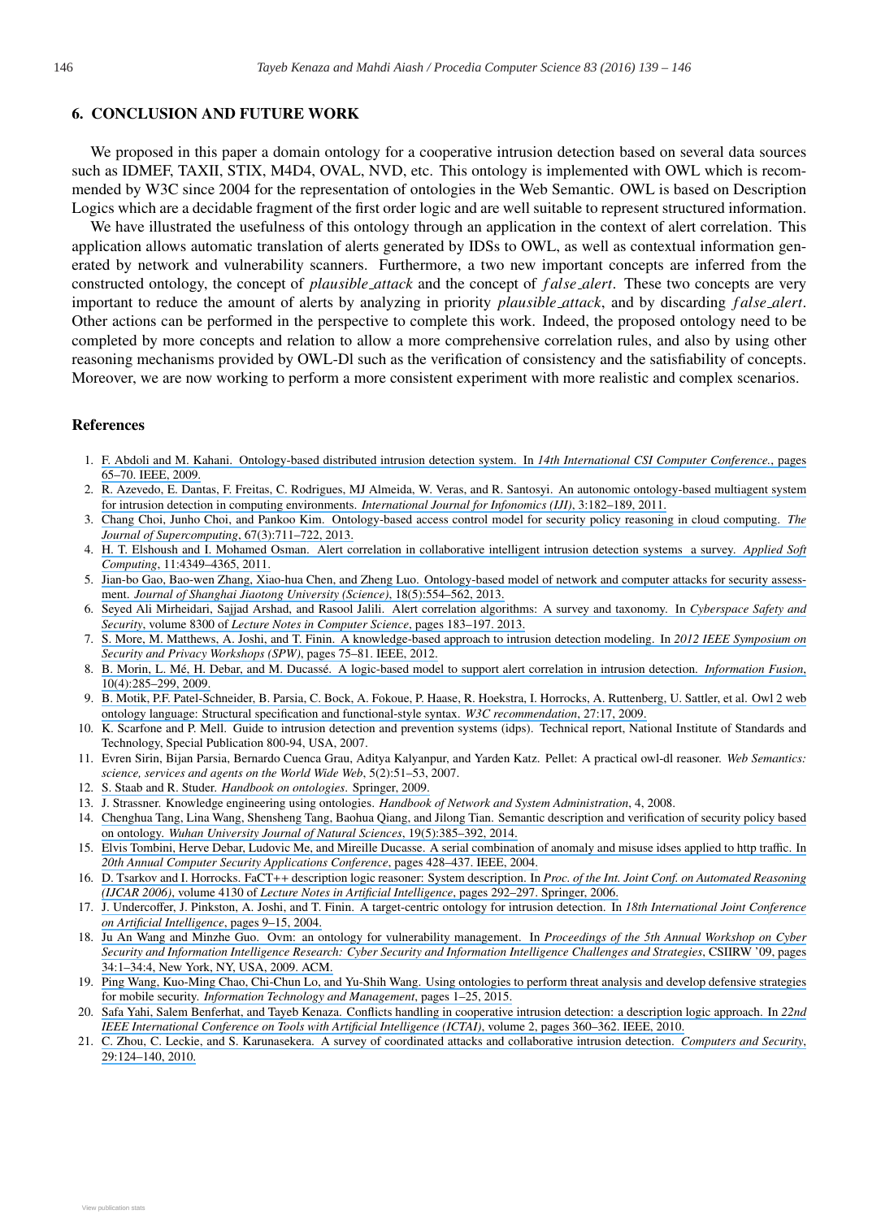## 6. CONCLUSION AND FUTURE WORK

We proposed in this paper a domain ontology for a cooperative intrusion detection based on several data sources such as IDMEF, TAXII, STIX, M4D4, OVAL, NVD, etc. This ontology is implemented with OWL which is recommended by W3C since 2004 for the representation of ontologies in the Web Semantic. OWL is based on Description Logics which are a decidable fragment of the first order logic and are well suitable to represent structured information.

We have illustrated the usefulness of this ontology through an application in the context of alert correlation. This application allows automatic translation of alerts generated by IDSs to OWL, as well as contextual information generated by network and vulnerability scanners. Furthermore, a two new important concepts are inferred from the constructed ontology, the concept of *plausible_attack* and the concept of *false_alert*. These two concepts are very important to reduce the amount of alerts by analyzing in priority *plausible_attack*, and by discarding *false_alert*. Other actions can be performed in the perspective to complete this work. Indeed, the proposed ontology need to be completed by more concepts and relation to allow a more comprehensive correlation rules, and also by using other reasoning mechanisms provided by OWL-Dl such as the verification of consistency and the satisfiability of concepts. Moreover, we are now working to perform a more consistent experiment with more realistic and complex scenarios.

## References

1. F. Abdoli and M. Kahani. Ontology-based distributed intrusion detection system. In *14th International CSI Computer Conference.*, pages 65–70. IEEE, 2009.
2. R. Azevedo, E. Dantas, F. Freitas, C. Rodrigues, MJ Almeida, W. Veras, and R. Santosyi. An autonomic ontology-based multiagent system for intrusion detection in computing environments. *International Journal for Infonomics (IJI)*, 3:182–189, 2011.
3. Chang Choi, Junho Choi, and Pankoo Kim. Ontology-based access control model for security policy reasoning in cloud computing. *The Journal of Supercomputing*, 67(3):711–722, 2013.
4. H. T. Elshoush and I. Mohamed Osman. Alert correlation in collaborative intelligent intrusion detection systems a survey. *Applied Soft Computing*, 11:4349–4365, 2011.
5. Jian-bo Gao, Bao-wen Zhang, Xiao-hua Chen, and Zheng Luo. Ontology-based model of network and computer attacks for security assessment. *Journal of Shanghai Jiaotong University (Science)*, 18(5):554–562, 2013.
6. Seyed Ali Mirheidari, Sajjad Arshad, and Rasool Jalili. Alert correlation algorithms: A survey and taxonomy. In *Cyberspace Safety and Security*, volume 8300 of *Lecture Notes in Computer Science*, pages 183–197. 2013.
7. S. More, M. Matthews, A. Joshi, and T. Finin. A knowledge-based approach to intrusion detection modeling. In *2012 IEEE Symposium on Security and Privacy Workshops (SPW)*, pages 75–81. IEEE, 2012.
8. B. Morin, L. Mé, H. Debar, and M. Ducassé. A logic-based model to support alert correlation in intrusion detection. *Information Fusion*, 10(4):285–299, 2009.
9. B. Motik, P.F. Patel-Schneider, B. Parsia, C. Bock, A. Fokoue, P. Haase, R. Hoekstra, I. Horrocks, A. Ruttenberg, U. Sattler, et al. Owl 2 web ontology language: Structural specification and functional-style syntax. *W3C recommendation*, 27:17, 2009.
10. K. Scarfone and P. Mell. Guide to intrusion detection and prevention systems (idps). Technical report, National Institute of Standards and Technology, Special Publication 800-94, USA, 2007.
11. Evren Sirin, Bijan Parsia, Bernardo Cuenca Grau, Aditya Kalyanpur, and Yarden Katz. Pellet: A practical owl-dl reasoner. *Web Semantics: science, services and agents on the World Wide Web*, 5(2):51–53, 2007.
12. S. Staab and R. Studer. *Handbook on ontologies*. Springer, 2009.
13. J. Strassner. Knowledge engineering using ontologies. *Handbook of Network and System Administration*, 4, 2008.
14. Chenghua Tang, Lina Wang, Shensheng Tang, Baohua Qiang, and Jilong Tian. Semantic description and verification of security policy based on ontology. *Wuhan University Journal of Natural Sciences*, 19(5):385–392, 2014.
15. Elvis Tombini, Herve Debar, Ludovic Me, and Mireille Ducasse. A serial combination of anomaly and misuse idses applied to http traffic. In *20th Annual Computer Security Applications Conference*, pages 428–437. IEEE, 2004.
16. D. Tsarkov and I. Horrocks. FaCT++ description logic reasoner: System description. In *Proc. of the Int. Joint Conf. on Automated Reasoning (IJCAR 2006)*, volume 4130 of *Lecture Notes in Artificial Intelligence*, pages 292–297. Springer, 2006.
17. J. Undercoffer, J. Pinkston, A. Joshi, and T. Finin. A target-centric ontology for intrusion detection. In *18th International Joint Conference on Artificial Intelligence*, pages 9–15, 2004.
18. Ju An Wang and Minzhe Guo. Ovm: an ontology for vulnerability management. In *Proceedings of the 5th Annual Workshop on Cyber Security and Information Intelligence Research: Cyber Security and Information Intelligence Challenges and Strategies*, CSIIRW '09, pages 34:1–34:4, New York, NY, USA, 2009. ACM.
19. Ping Wang, Kuo-Ming Chao, Chi-Chun Lo, and Yu-Shih Wang. Using ontologies to perform threat analysis and develop defensive strategies for mobile security. *Information Technology and Management*, pages 1–25, 2015.
20. Safa Yahi, Salem Benferhat, and Tayeb Kenaza. Conflicts handling in cooperative intrusion detection: a description logic approach. In *22nd IEEE International Conference on Tools with Artificial Intelligence (ICTAI)*, volume 2, pages 360–362. IEEE, 2010.
21. C. Zhou, C. Leckie, and S. Karunasekera. A survey of coordinated attacks and collaborative intrusion detection. *Computers and Security*, 29:124–140, 2010.